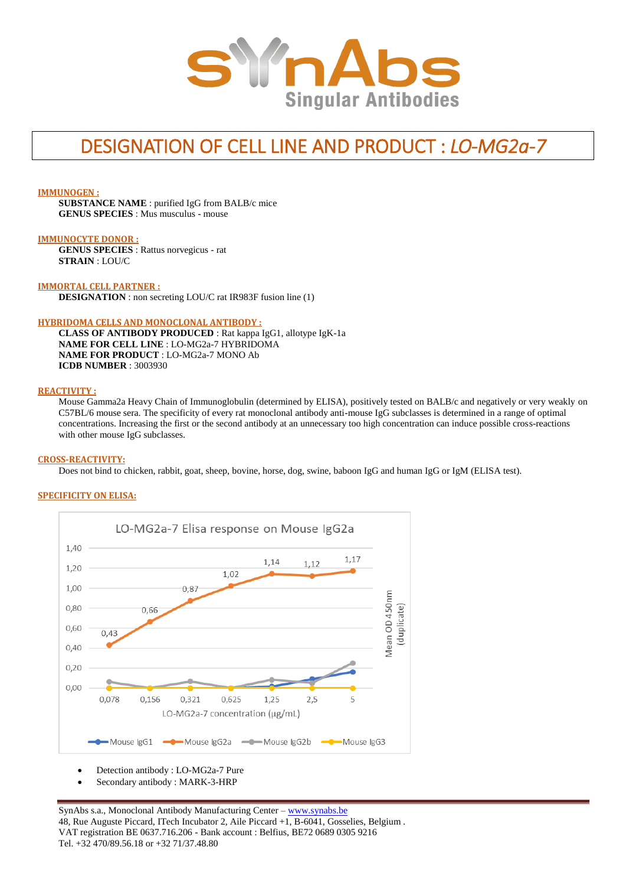# DESIGNATION OF CELL LINE AND PRODUCT : *LO-MG2a-7*

**IMMUNOGEN :**

**SUBSTANCE NAME** : purified IgG from BALB/c mice
**GENUS SPECIES** : Mus musculus - mouse

**IMMUNOCYTE DONOR :**

**GENUS SPECIES** : Rattus norvegicus - rat
**STRAIN** : LOU/C

**IMMORTAL CELL PARTNER :**

**DESIGNATION** : non secreting LOU/C rat IR983F fusion line (1)

**HYBRIDOMA CELLS AND MONOCLONAL ANTIBODY :**

**CLASS OF ANTIBODY PRODUCED** : Rat kappa IgG1, allotype IgK-1a
**NAME FOR CELL LINE** : LO-MG2a-7 HYBRIDOMA
**NAME FOR PRODUCT** : LO-MG2a-7 MONO Ab
**ICDB NUMBER** : 3003930

**REACTIVITY :**

Mouse Gamma2a Heavy Chain of Immunoglobulin (determined by ELISA), positively tested on BALB/c and negatively or very weakly on C57BL/6 mouse sera. The specificity of every rat monoclonal antibody anti-mouse IgG subclasses is determined in a range of optimal concentrations. Increasing the first or the second antibody at an unnecessary too high concentration can induce possible cross-reactions with other mouse IgG subclasses.

**CROSS-REACTIVITY:**

Does not bind to chicken, rabbit, goat, sheep, bovine, horse, dog, swine, baboon IgG and human IgG or IgM (ELISA test).

**SPECIFICITY ON ELISA:**

LO-MG2a-7 Elisa response on Mouse IgG2a

| LO-MG2a-7 concentration (µg/mL) | 0,078 | 0,156 | 0,321 | 0,625 | 1,25 | 2,5 | 5 |
|---|---|---|---|---|---|---|---|
| Mouse IgG2a (Mean OD 450nm (duplicate)) | 0,43 | 0,66 | 0,87 | 1,02 | 1,14 | 1,12 | 1,17 |

- Detection antibody : LO-MG2a-7 Pure
- Secondary antibody : MARK-3-HRP

SynAbs s.a., Monoclonal Antibody Manufacturing Center – www.synabs.be
48, Rue Auguste Piccard, ITech Incubator 2, Aile Piccard +1, B-6041, Gosselies, Belgium .
VAT registration BE 0637.716.206 - Bank account : Belfius, BE72 0689 0305 9216
Tel. +32 470/89.56.18 or +32 71/37.48.80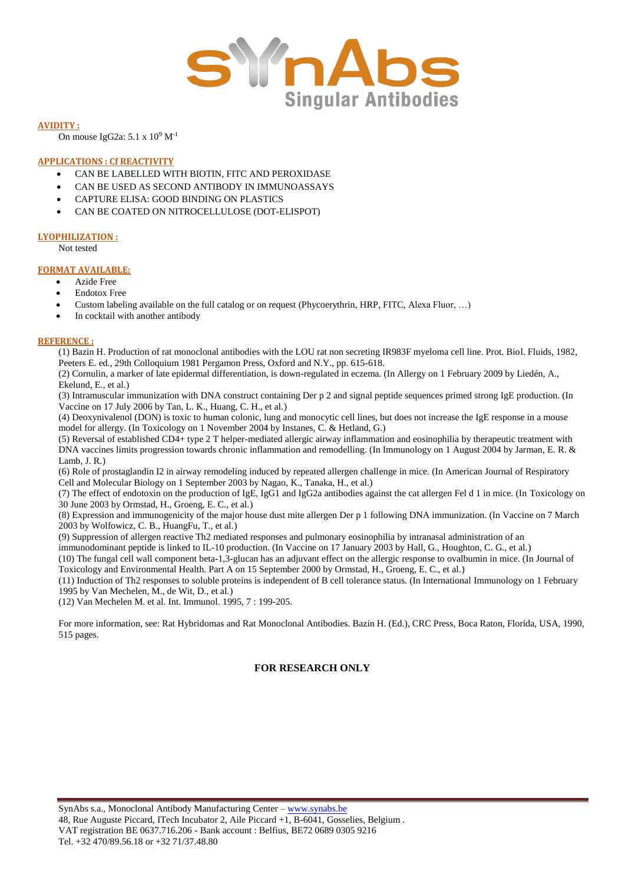## AVIDITY :

On mouse IgG2a: 5.1 x $10^9$ $M^{-1}$

## APPLICATIONS : Cf REACTIVITY

- CAN BE LABELLED WITH BIOTIN, FITC AND PEROXIDASE
- CAN BE USED AS SECOND ANTIBODY IN IMMUNOASSAYS
- CAPTURE ELISA: GOOD BINDING ON PLASTICS
- CAN BE COATED ON NITROCELLULOSE (DOT-ELISPOT)

## LYOPHILIZATION :

Not tested

## FORMAT AVAILABLE:

- Azide Free
- Endotox Free
- Custom labeling available on the full catalog or on request (Phycoerythrin, HRP, FITC, Alexa Fluor, …)
- In cocktail with another antibody

## REFERENCE :

(1) Bazin H. Production of rat monoclonal antibodies with the LOU rat non secreting IR983F myeloma cell line. Prot. Biol. Fluids, 1982, Peeters E. ed., 29th Colloquium 1981 Pergamon Press, Oxford and N.Y., pp. 615-618.
(2) Cornulin, a marker of late epidermal differentiation, is down-regulated in eczema. (In Allergy on 1 February 2009 by Liedén, A., Ekelund, E., et al.)
(3) Intramuscular immunization with DNA construct containing Der p 2 and signal peptide sequences primed strong IgE production. (In Vaccine on 17 July 2006 by Tan, L. K., Huang, C. H., et al.)
(4) Deoxynivalenol (DON) is toxic to human colonic, lung and monocytic cell lines, but does not increase the IgE response in a mouse model for allergy. (In Toxicology on 1 November 2004 by Instanes, C. & Hetland, G.)
(5) Reversal of established CD4+ type 2 T helper-mediated allergic airway inflammation and eosinophilia by therapeutic treatment with DNA vaccines limits progression towards chronic inflammation and remodelling. (In Immunology on 1 August 2004 by Jarman, E. R. & Lamb, J. R.)
(6) Role of prostaglandin I2 in airway remodeling induced by repeated allergen challenge in mice. (In American Journal of Respiratory Cell and Molecular Biology on 1 September 2003 by Nagao, K., Tanaka, H., et al.)
(7) The effect of endotoxin on the production of IgE, IgG1 and IgG2a antibodies against the cat allergen Fel d 1 in mice. (In Toxicology on 30 June 2003 by Ormstad, H., Groeng, E. C., et al.)
(8) Expression and immunogenicity of the major house dust mite allergen Der p 1 following DNA immunization. (In Vaccine on 7 March 2003 by Wolfowicz, C. B., HuangFu, T., et al.)
(9) Suppression of allergen reactive Th2 mediated responses and pulmonary eosinophilia by intranasal administration of an immunodominant peptide is linked to IL-10 production. (In Vaccine on 17 January 2003 by Hall, G., Houghton, C. G., et al.)
(10) The fungal cell wall component beta-1,3-glucan has an adjuvant effect on the allergic response to ovalbumin in mice. (In Journal of Toxicology and Environmental Health. Part A on 15 September 2000 by Ormstad, H., Groeng, E. C., et al.)
(11) Induction of Th2 responses to soluble proteins is independent of B cell tolerance status. (In International Immunology on 1 February 1995 by Van Mechelen, M., de Wit, D., et al.)
(12) Van Mechelen M. et al. Int. Immunol. 1995, 7 : 199-205.

For more information, see: Rat Hybridomas and Rat Monoclonal Antibodies. Bazin H. (Ed.), CRC Press, Boca Raton, Florida, USA, 1990, 515 pages.

**FOR RESEARCH ONLY**